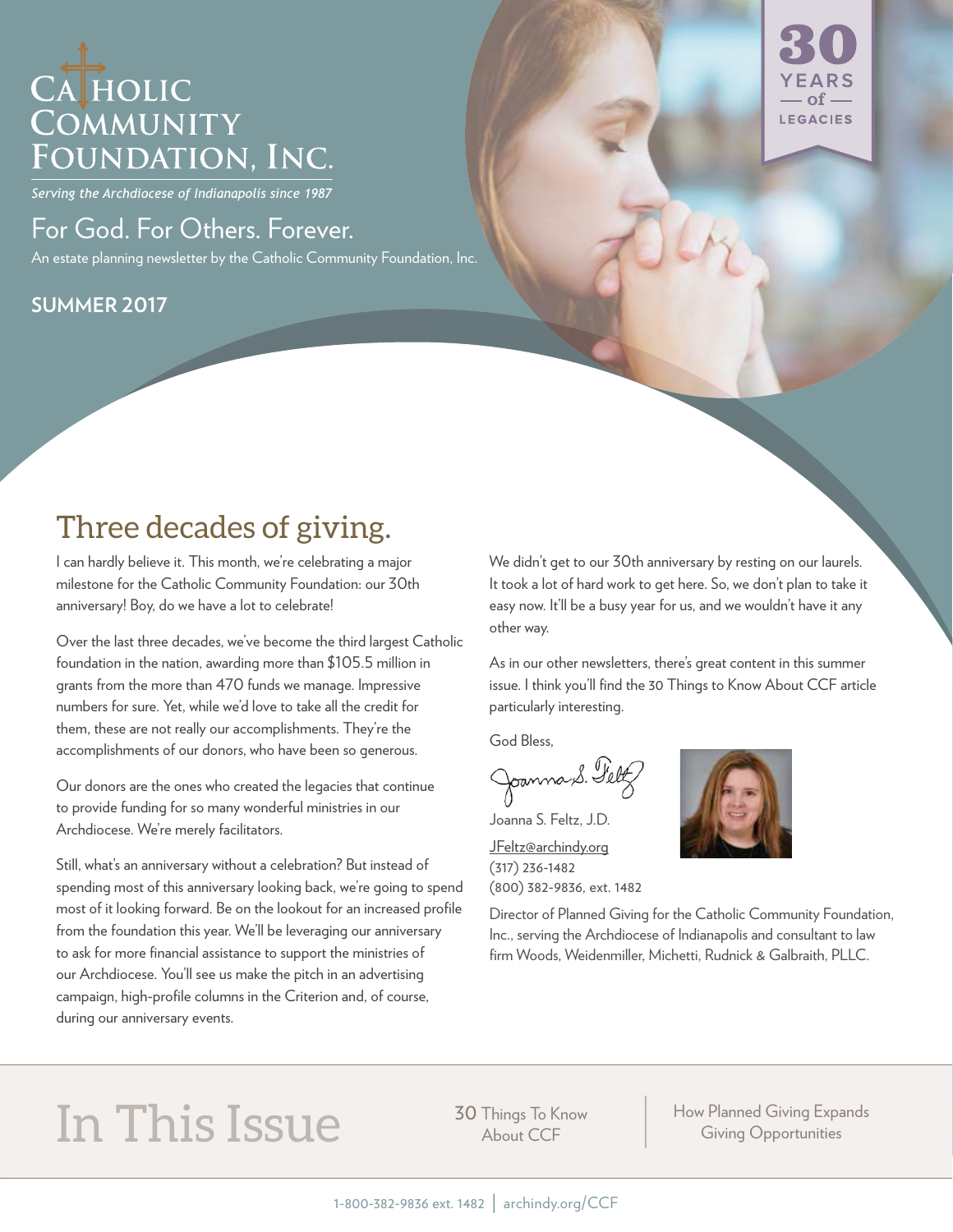# Catholic Community Foundation, Inc.

*Serving the Archdiocese of Indianapolis since 1987*

## For God. For Others. Forever.

An estate planning newsletter by the Catholic Community Foundation, Inc.

**SUMMER 2017**

30 YEARS of LEGACIES

## Three decades of giving.

I can hardly believe it. This month, we're celebrating a major milestone for the Catholic Community Foundation: our 30th anniversary! Boy, do we have a lot to celebrate!

Over the last three decades, we've become the third largest Catholic foundation in the nation, awarding more than $105.5 million in grants from the more than 470 funds we manage. Impressive numbers for sure. Yet, while we'd love to take all the credit for them, these are not really our accomplishments. They're the accomplishments of our donors, who have been so generous.

Our donors are the ones who created the legacies that continue to provide funding for so many wonderful ministries in our Archdiocese. We're merely facilitators.

Still, what's an anniversary without a celebration? But instead of spending most of this anniversary looking back, we're going to spend most of it looking forward. Be on the lookout for an increased profile from the foundation this year. We'll be leveraging our anniversary to ask for more financial assistance to support the ministries of our Archdiocese. You'll see us make the pitch in an advertising campaign, high-profile columns in the Criterion and, of course, during our anniversary events.

We didn't get to our 30th anniversary by resting on our laurels. It took a lot of hard work to get here. So, we don't plan to take it easy now. It'll be a busy year for us, and we wouldn't have it any other way.

As in our other newsletters, there's great content in this summer issue. I think you'll find the 30 Things to Know About CCF article particularly interesting.

God Bless,

Joanna S. Feltz, J.D.
JFeltz@archindy.org
(317) 236-1482
(800) 382-9836, ext. 1482

Director of Planned Giving for the Catholic Community Foundation, Inc., serving the Archdiocese of Indianapolis and consultant to law firm Woods, Weidenmiller, Michetti, Rudnick & Galbraith, PLLC.

## In This Issue

- 30 Things To Know About CCF
- How Planned Giving Expands Giving Opportunities

1-800-382-9836 ext. 1482 | archindy.org/CCF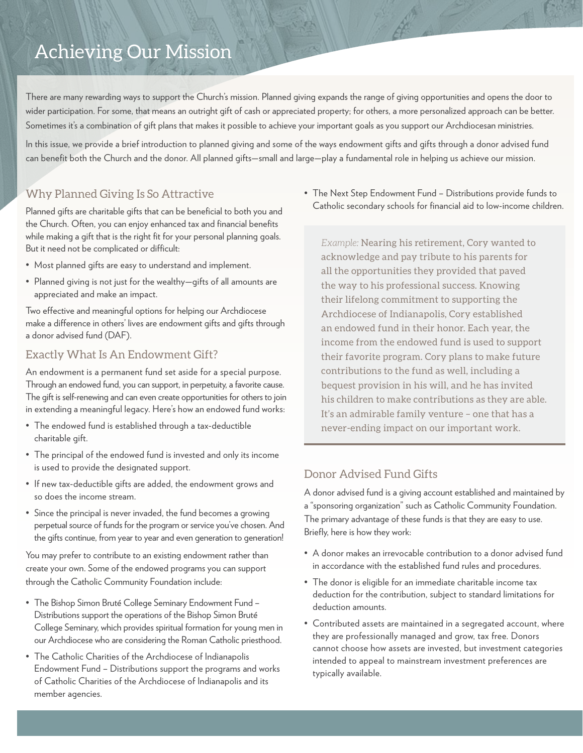# Achieving Our Mission

There are many rewarding ways to support the Church's mission. Planned giving expands the range of giving opportunities and opens the door to wider participation. For some, that means an outright gift of cash or appreciated property; for others, a more personalized approach can be better. Sometimes it's a combination of gift plans that makes it possible to achieve your important goals as you support our Archdiocesan ministries.

In this issue, we provide a brief introduction to planned giving and some of the ways endowment gifts and gifts through a donor advised fund can benefit both the Church and the donor. All planned gifts—small and large—play a fundamental role in helping us achieve our mission.

## Why Planned Giving Is So Attractive

Planned gifts are charitable gifts that can be beneficial to both you and the Church. Often, you can enjoy enhanced tax and financial benefits while making a gift that is the right fit for your personal planning goals. But it need not be complicated or difficult:

- Most planned gifts are easy to understand and implement.
- Planned giving is not just for the wealthy—gifts of all amounts are appreciated and make an impact.

Two effective and meaningful options for helping our Archdiocese make a difference in others' lives are endowment gifts and gifts through a donor advised fund (DAF).

## Exactly What Is An Endowment Gift?

An endowment is a permanent fund set aside for a special purpose. Through an endowed fund, you can support, in perpetuity, a favorite cause. The gift is self-renewing and can even create opportunities for others to join in extending a meaningful legacy. Here's how an endowed fund works:

- The endowed fund is established through a tax-deductible charitable gift.
- The principal of the endowed fund is invested and only its income is used to provide the designated support.
- If new tax-deductible gifts are added, the endowment grows and so does the income stream.
- Since the principal is never invaded, the fund becomes a growing perpetual source of funds for the program or service you've chosen. And the gifts continue, from year to year and even generation to generation!

You may prefer to contribute to an existing endowment rather than create your own. Some of the endowed programs you can support through the Catholic Community Foundation include:

- The Bishop Simon Bruté College Seminary Endowment Fund – Distributions support the operations of the Bishop Simon Bruté College Seminary, which provides spiritual formation for young men in our Archdiocese who are considering the Roman Catholic priesthood.
- The Catholic Charities of the Archdiocese of Indianapolis Endowment Fund – Distributions support the programs and works of Catholic Charities of the Archdiocese of Indianapolis and its member agencies.
- The Next Step Endowment Fund – Distributions provide funds to Catholic secondary schools for financial aid to low-income children.

> *Example:* Nearing his retirement, Cory wanted to acknowledge and pay tribute to his parents for all the opportunities they provided that paved the way to his professional success. Knowing their lifelong commitment to supporting the Archdiocese of Indianapolis, Cory established an endowed fund in their honor. Each year, the income from the endowed fund is used to support their favorite program. Cory plans to make future contributions to the fund as well, including a bequest provision in his will, and he has invited his children to make contributions as they are able. It's an admirable family venture – one that has a never-ending impact on our important work.

## Donor Advised Fund Gifts

A donor advised fund is a giving account established and maintained by a "sponsoring organization" such as Catholic Community Foundation. The primary advantage of these funds is that they are easy to use. Briefly, here is how they work:

- A donor makes an irrevocable contribution to a donor advised fund in accordance with the established fund rules and procedures.
- The donor is eligible for an immediate charitable income tax deduction for the contribution, subject to standard limitations for deduction amounts.
- Contributed assets are maintained in a segregated account, where they are professionally managed and grow, tax free. Donors cannot choose how assets are invested, but investment categories intended to appeal to mainstream investment preferences are typically available.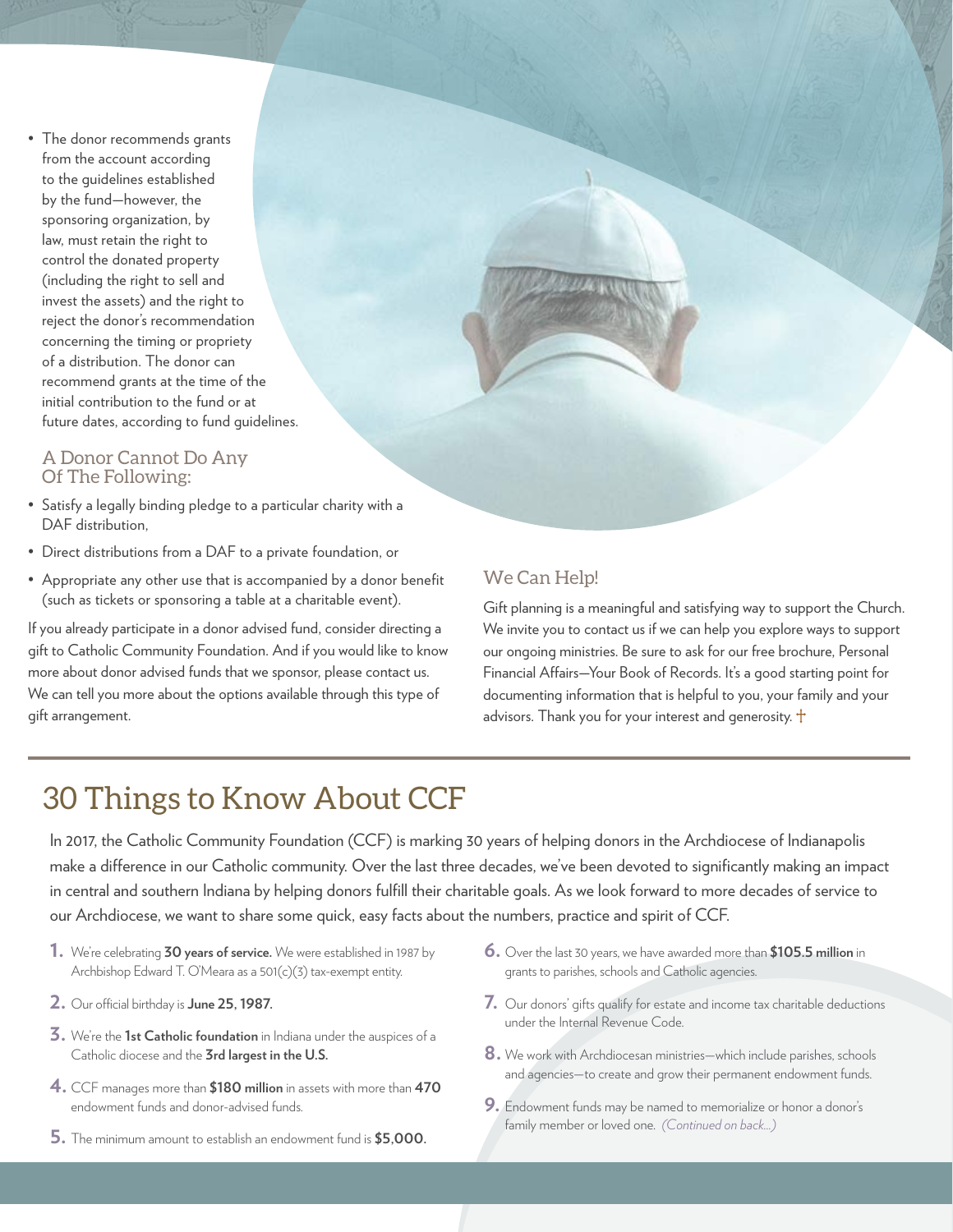- The donor recommends grants from the account according to the guidelines established by the fund—however, the sponsoring organization, by law, must retain the right to control the donated property (including the right to sell and invest the assets) and the right to reject the donor's recommendation concerning the timing or propriety of a distribution. The donor can recommend grants at the time of the initial contribution to the fund or at future dates, according to fund guidelines.

### A Donor Cannot Do Any Of The Following:

- Satisfy a legally binding pledge to a particular charity with a DAF distribution,
- Direct distributions from a DAF to a private foundation, or
- Appropriate any other use that is accompanied by a donor benefit (such as tickets or sponsoring a table at a charitable event).

If you already participate in a donor advised fund, consider directing a gift to Catholic Community Foundation. And if you would like to know more about donor advised funds that we sponsor, please contact us. We can tell you more about the options available through this type of gift arrangement.

### We Can Help!

Gift planning is a meaningful and satisfying way to support the Church. We invite you to contact us if we can help you explore ways to support our ongoing ministries. Be sure to ask for our free brochure, Personal Financial Affairs—Your Book of Records. It's a good starting point for documenting information that is helpful to you, your family and your advisors. Thank you for your interest and generosity. †

## 30 Things to Know About CCF

In 2017, the Catholic Community Foundation (CCF) is marking 30 years of helping donors in the Archdiocese of Indianapolis make a difference in our Catholic community. Over the last three decades, we've been devoted to significantly making an impact in central and southern Indiana by helping donors fulfill their charitable goals. As we look forward to more decades of service to our Archdiocese, we want to share some quick, easy facts about the numbers, practice and spirit of CCF.

1. We're celebrating **30 years of service.** We were established in 1987 by Archbishop Edward T. O'Meara as a 501(c)(3) tax-exempt entity.
2. Our official birthday is **June 25, 1987.**
3. We're the **1st Catholic foundation** in Indiana under the auspices of a Catholic diocese and the **3rd largest in the U.S.**
4. CCF manages more than **$180 million** in assets with more than **470** endowment funds and donor-advised funds.
5. The minimum amount to establish an endowment fund is **$5,000.**
6. Over the last 30 years, we have awarded more than **$105.5 million** in grants to parishes, schools and Catholic agencies.
7. Our donors' gifts qualify for estate and income tax charitable deductions under the Internal Revenue Code.
8. We work with Archdiocesan ministries—which include parishes, schools and agencies—to create and grow their permanent endowment funds.
9. Endowment funds may be named to memorialize or honor a donor's family member or loved one. *(Continued on back...)*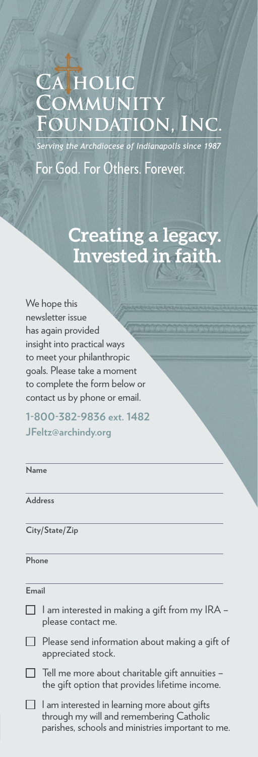# Catholic Community Foundation, Inc.

*Serving the Archdiocese of Indianapolis since 1987*

For God. For Others. Forever.

## Creating a legacy. Invested in faith.

We hope this newsletter issue has again provided insight into practical ways to meet your philanthropic goals. Please take a moment to complete the form below or contact us by phone or email.

**1-800-382-9836 ext. 1482**
**JFeltz@archindy.org**

**Name**

**Address**

**City/State/Zip**

**Phone**

**Email**

- ☐ I am interested in making a gift from my IRA – please contact me.
- ☐ Please send information about making a gift of appreciated stock.
- ☐ Tell me more about charitable gift annuities – the gift option that provides lifetime income.
- ☐ I am interested in learning more about gifts through my will and remembering Catholic parishes, schools and ministries important to me.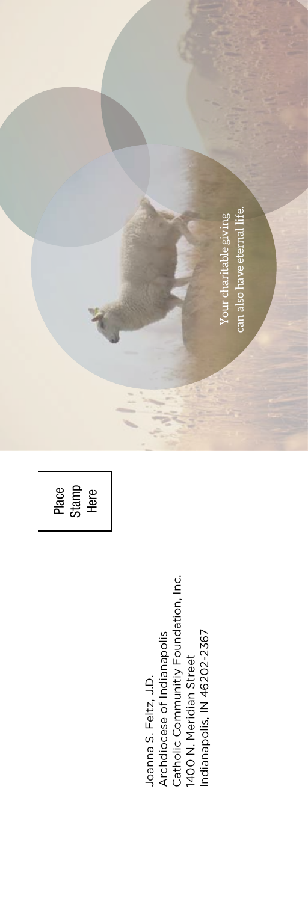Joanna S. Feltz, J.D.
Archdiocese of Indianapolis
Catholic Communitiy Foundation, Inc.
1400 N. Meridian Street
Indianapolis, IN 46202-2367

Place
Stamp
Here

Your charitable giving
can also have eternal life.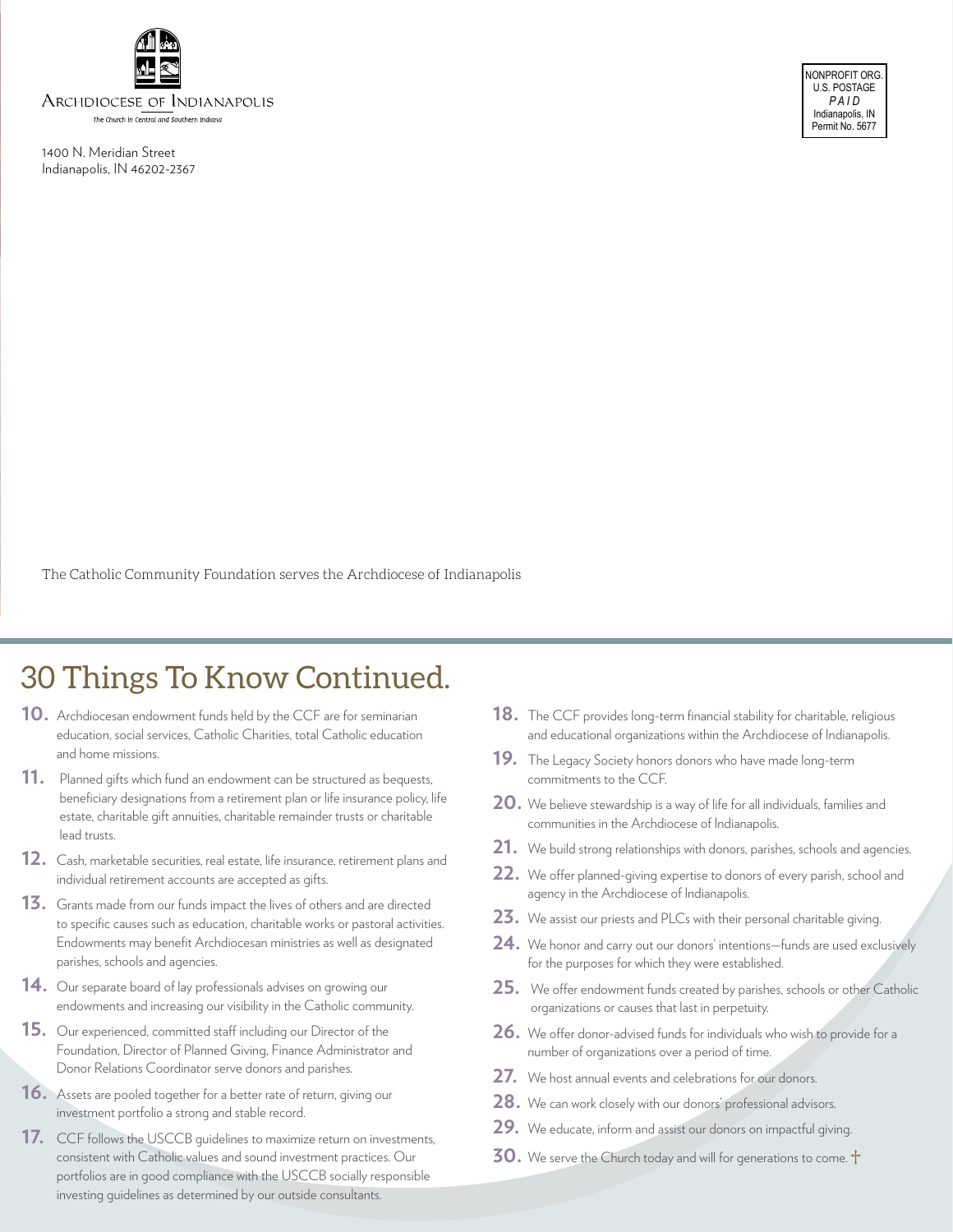ARCHDIOCESE OF INDIANAPOLIS

The Church in Central and Southern Indiana

1400 N. Meridian Street
Indianapolis, IN 46202-2367

NONPROFIT ORG.
U.S. POSTAGE
*PAID*
Indianapolis, IN
Permit No. 5677

The Catholic Community Foundation serves the Archdiocese of Indianapolis

# 30 Things To Know Continued.

**10.** Archdiocesan endowment funds held by the CCF are for seminarian education, social services, Catholic Charities, total Catholic education and home missions.

**11.** Planned gifts which fund an endowment can be structured as bequests, beneficiary designations from a retirement plan or life insurance policy, life estate, charitable gift annuities, charitable remainder trusts or charitable lead trusts.

**12.** Cash, marketable securities, real estate, life insurance, retirement plans and individual retirement accounts are accepted as gifts.

**13.** Grants made from our funds impact the lives of others and are directed to specific causes such as education, charitable works or pastoral activities. Endowments may benefit Archdiocesan ministries as well as designated parishes, schools and agencies.

**14.** Our separate board of lay professionals advises on growing our endowments and increasing our visibility in the Catholic community.

**15.** Our experienced, committed staff including our Director of the Foundation, Director of Planned Giving, Finance Administrator and Donor Relations Coordinator serve donors and parishes.

**16.** Assets are pooled together for a better rate of return, giving our investment portfolio a strong and stable record.

**17.** CCF follows the USCCB guidelines to maximize return on investments, consistent with Catholic values and sound investment practices. Our portfolios are in good compliance with the USCCB socially responsible investing guidelines as determined by our outside consultants.

**18.** The CCF provides long-term financial stability for charitable, religious and educational organizations within the Archdiocese of Indianapolis.

**19.** The Legacy Society honors donors who have made long-term commitments to the CCF.

**20.** We believe stewardship is a way of life for all individuals, families and communities in the Archdiocese of Indianapolis.

**21.** We build strong relationships with donors, parishes, schools and agencies.

**22.** We offer planned-giving expertise to donors of every parish, school and agency in the Archdiocese of Indianapolis.

**23.** We assist our priests and PLCs with their personal charitable giving.

**24.** We honor and carry out our donors' intentions—funds are used exclusively for the purposes for which they were established.

**25.** We offer endowment funds created by parishes, schools or other Catholic organizations or causes that last in perpetuity.

**26.** We offer donor-advised funds for individuals who wish to provide for a number of organizations over a period of time.

**27.** We host annual events and celebrations for our donors.

**28.** We can work closely with our donors' professional advisors.

**29.** We educate, inform and assist our donors on impactful giving.

**30.** We serve the Church today and will for generations to come. †